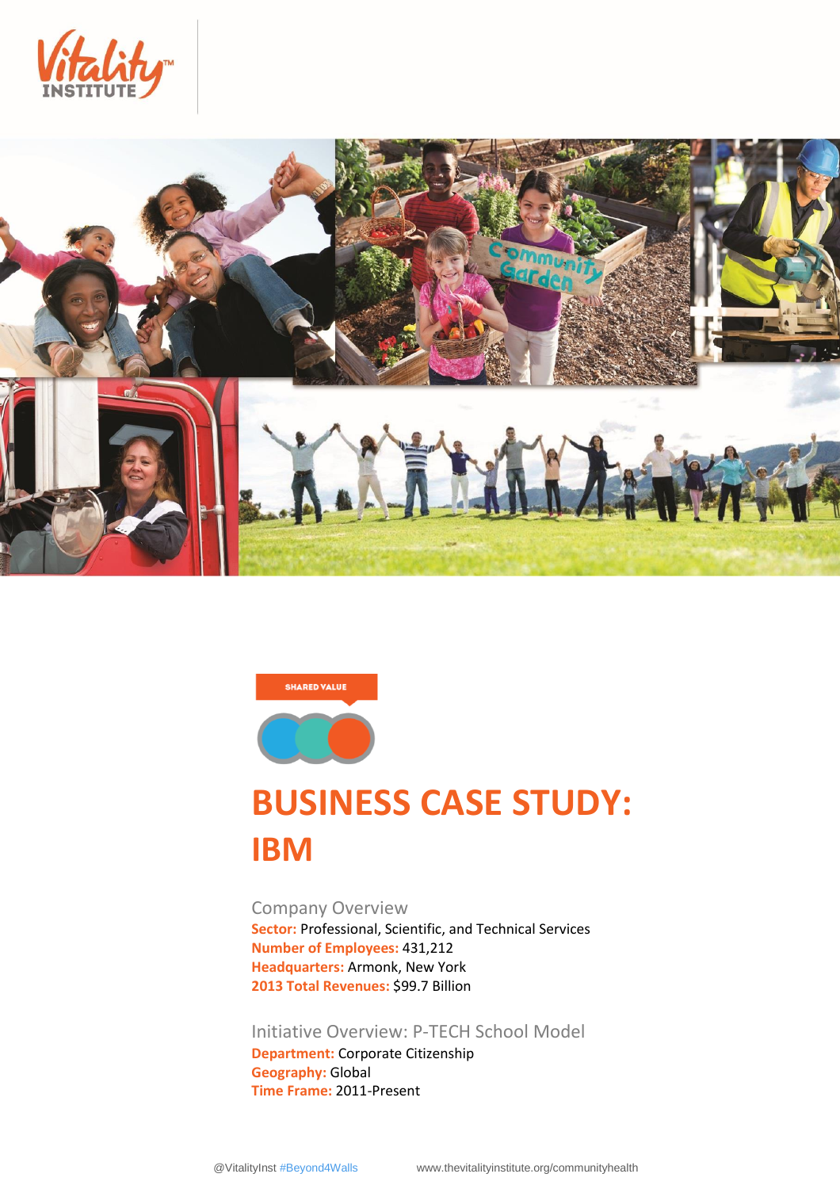SHARED VALUE

# BUSINESS CASE STUDY: IBM

## Company Overview

**Sector:** Professional, Scientific, and Technical Services
**Number of Employees:** 431,212
**Headquarters:** Armonk, New York
**2013 Total Revenues:** $99.7 Billion

## Initiative Overview: P-TECH School Model

**Department:** Corporate Citizenship
**Geography:** Global
**Time Frame:** 2011-Present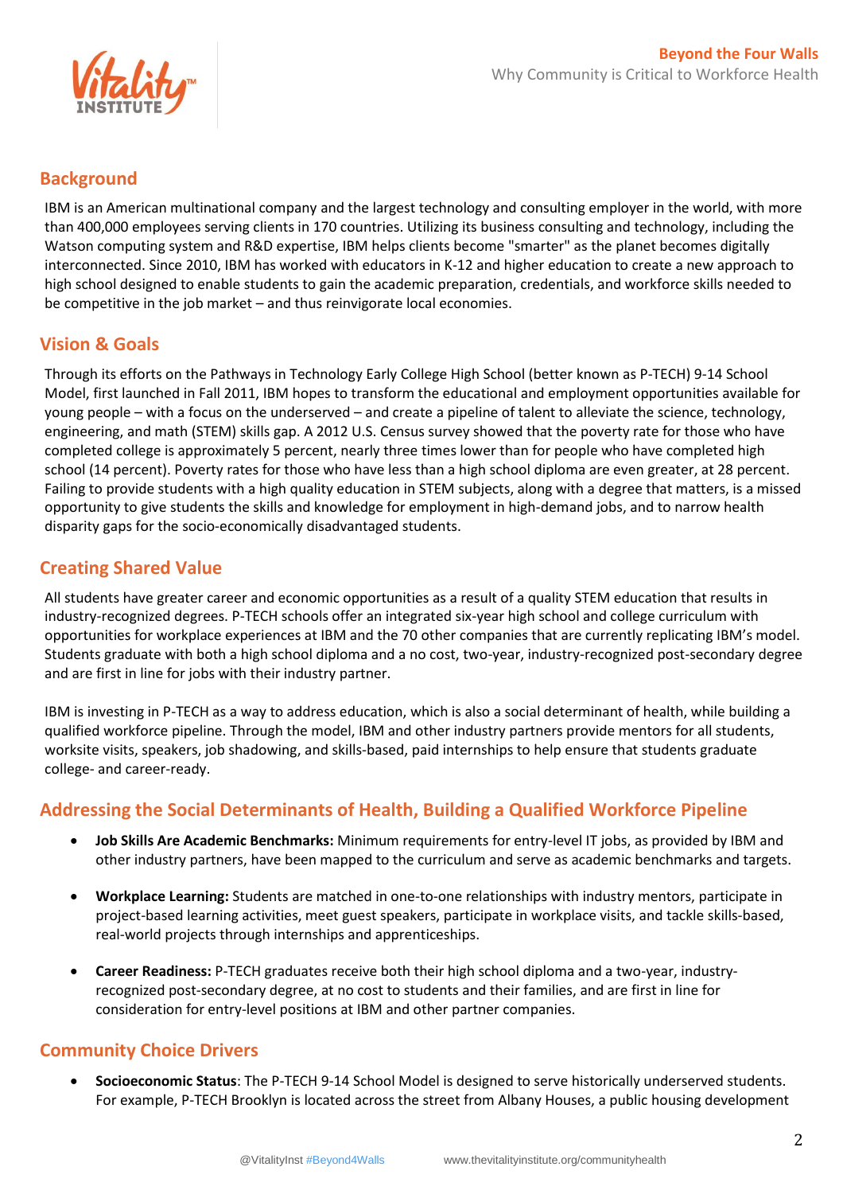## Background

IBM is an American multinational company and the largest technology and consulting employer in the world, with more than 400,000 employees serving clients in 170 countries. Utilizing its business consulting and technology, including the Watson computing system and R&D expertise, IBM helps clients become "smarter" as the planet becomes digitally interconnected. Since 2010, IBM has worked with educators in K-12 and higher education to create a new approach to high school designed to enable students to gain the academic preparation, credentials, and workforce skills needed to be competitive in the job market – and thus reinvigorate local economies.

## Vision & Goals

Through its efforts on the Pathways in Technology Early College High School (better known as P-TECH) 9-14 School Model, first launched in Fall 2011, IBM hopes to transform the educational and employment opportunities available for young people – with a focus on the underserved – and create a pipeline of talent to alleviate the science, technology, engineering, and math (STEM) skills gap. A 2012 U.S. Census survey showed that the poverty rate for those who have completed college is approximately 5 percent, nearly three times lower than for people who have completed high school (14 percent). Poverty rates for those who have less than a high school diploma are even greater, at 28 percent. Failing to provide students with a high quality education in STEM subjects, along with a degree that matters, is a missed opportunity to give students the skills and knowledge for employment in high-demand jobs, and to narrow health disparity gaps for the socio-economically disadvantaged students.

## Creating Shared Value

All students have greater career and economic opportunities as a result of a quality STEM education that results in industry-recognized degrees. P-TECH schools offer an integrated six-year high school and college curriculum with opportunities for workplace experiences at IBM and the 70 other companies that are currently replicating IBM's model. Students graduate with both a high school diploma and a no cost, two-year, industry-recognized post-secondary degree and are first in line for jobs with their industry partner.

IBM is investing in P-TECH as a way to address education, which is also a social determinant of health, while building a qualified workforce pipeline. Through the model, IBM and other industry partners provide mentors for all students, worksite visits, speakers, job shadowing, and skills-based, paid internships to help ensure that students graduate college- and career-ready.

## Addressing the Social Determinants of Health, Building a Qualified Workforce Pipeline

- **Job Skills Are Academic Benchmarks:** Minimum requirements for entry-level IT jobs, as provided by IBM and other industry partners, have been mapped to the curriculum and serve as academic benchmarks and targets.
- **Workplace Learning:** Students are matched in one-to-one relationships with industry mentors, participate in project-based learning activities, meet guest speakers, participate in workplace visits, and tackle skills-based, real-world projects through internships and apprenticeships.
- **Career Readiness:** P-TECH graduates receive both their high school diploma and a two-year, industry-recognized post-secondary degree, at no cost to students and their families, and are first in line for consideration for entry-level positions at IBM and other partner companies.

## Community Choice Drivers

- **Socioeconomic Status**: The P-TECH 9-14 School Model is designed to serve historically underserved students. For example, P-TECH Brooklyn is located across the street from Albany Houses, a public housing development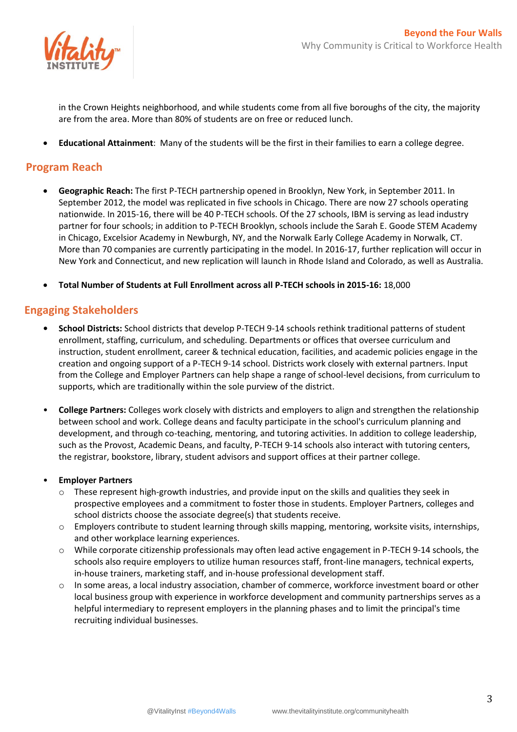in the Crown Heights neighborhood, and while students come from all five boroughs of the city, the majority are from the area. More than 80% of students are on free or reduced lunch.

- **Educational Attainment**: Many of the students will be the first in their families to earn a college degree.

## Program Reach

- **Geographic Reach:** The first P-TECH partnership opened in Brooklyn, New York, in September 2011. In September 2012, the model was replicated in five schools in Chicago. There are now 27 schools operating nationwide. In 2015-16, there will be 40 P-TECH schools. Of the 27 schools, IBM is serving as lead industry partner for four schools; in addition to P-TECH Brooklyn, schools include the Sarah E. Goode STEM Academy in Chicago, Excelsior Academy in Newburgh, NY, and the Norwalk Early College Academy in Norwalk, CT. More than 70 companies are currently participating in the model. In 2016-17, further replication will occur in New York and Connecticut, and new replication will launch in Rhode Island and Colorado, as well as Australia.

- **Total Number of Students at Full Enrollment across all P-TECH schools in 2015-16:** 18,000

## Engaging Stakeholders

- **School Districts:** School districts that develop P-TECH 9-14 schools rethink traditional patterns of student enrollment, staffing, curriculum, and scheduling. Departments or offices that oversee curriculum and instruction, student enrollment, career & technical education, facilities, and academic policies engage in the creation and ongoing support of a P-TECH 9-14 school. Districts work closely with external partners. Input from the College and Employer Partners can help shape a range of school-level decisions, from curriculum to supports, which are traditionally within the sole purview of the district.

- **College Partners:** Colleges work closely with districts and employers to align and strengthen the relationship between school and work. College deans and faculty participate in the school's curriculum planning and development, and through co-teaching, mentoring, and tutoring activities. In addition to college leadership, such as the Provost, Academic Deans, and faculty, P-TECH 9-14 schools also interact with tutoring centers, the registrar, bookstore, library, student advisors and support offices at their partner college.

- **Employer Partners**
  - These represent high-growth industries, and provide input on the skills and qualities they seek in prospective employees and a commitment to foster those in students. Employer Partners, colleges and school districts choose the associate degree(s) that students receive.
  - Employers contribute to student learning through skills mapping, mentoring, worksite visits, internships, and other workplace learning experiences.
  - While corporate citizenship professionals may often lead active engagement in P-TECH 9-14 schools, the schools also require employers to utilize human resources staff, front-line managers, technical experts, in-house trainers, marketing staff, and in-house professional development staff.
  - In some areas, a local industry association, chamber of commerce, workforce investment board or other local business group with experience in workforce development and community partnerships serves as a helpful intermediary to represent employers in the planning phases and to limit the principal's time recruiting individual businesses.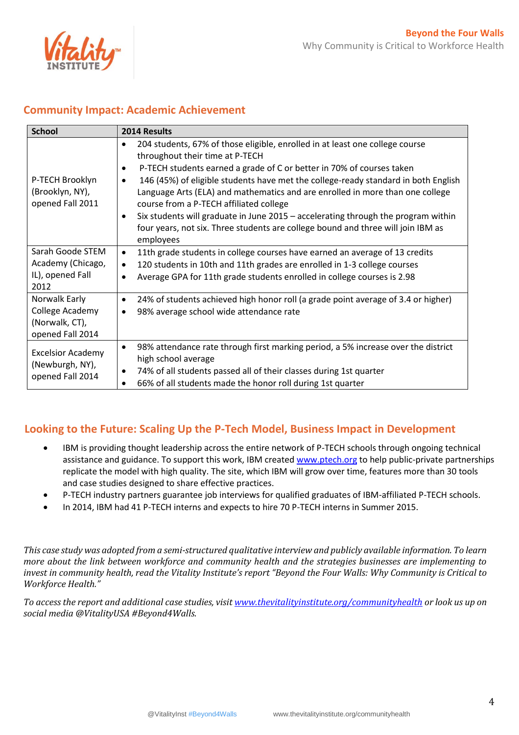## Community Impact: Academic Achievement

| School | 2014 Results |
|---|---|
| P-TECH Brooklyn (Brooklyn, NY), opened Fall 2011 | • 204 students, 67% of those eligible, enrolled in at least one college course throughout their time at P-TECH<br>• P-TECH students earned a grade of C or better in 70% of courses taken<br>• 146 (45%) of eligible students have met the college-ready standard in both English Language Arts (ELA) and mathematics and are enrolled in more than one college course from a P-TECH affiliated college<br>• Six students will graduate in June 2015 – accelerating through the program within four years, not six. Three students are college bound and three will join IBM as employees |
| Sarah Goode STEM Academy (Chicago, IL), opened Fall 2012 | • 11th grade students in college courses have earned an average of 13 credits<br>• 120 students in 10th and 11th grades are enrolled in 1-3 college courses<br>• Average GPA for 11th grade students enrolled in college courses is 2.98 |
| Norwalk Early College Academy (Norwalk, CT), opened Fall 2014 | • 24% of students achieved high honor roll (a grade point average of 3.4 or higher)<br>• 98% average school wide attendance rate |
| Excelsior Academy (Newburgh, NY), opened Fall 2014 | • 98% attendance rate through first marking period, a 5% increase over the district high school average<br>• 74% of all students passed all of their classes during 1st quarter<br>• 66% of all students made the honor roll during 1st quarter |

## Looking to the Future: Scaling Up the P-Tech Model, Business Impact in Development

- IBM is providing thought leadership across the entire network of P-TECH schools through ongoing technical assistance and guidance. To support this work, IBM created www.ptech.org to help public-private partnerships replicate the model with high quality. The site, which IBM will grow over time, features more than 30 tools and case studies designed to share effective practices.
- P-TECH industry partners guarantee job interviews for qualified graduates of IBM-affiliated P-TECH schools.
- In 2014, IBM had 41 P-TECH interns and expects to hire 70 P-TECH interns in Summer 2015.

*This case study was adopted from a semi-structured qualitative interview and publicly available information. To learn more about the link between workforce and community health and the strategies businesses are implementing to invest in community health, read the Vitality Institute's report "Beyond the Four Walls: Why Community is Critical to Workforce Health."*

*To access the report and additional case studies, visit www.thevitalityinstitute.org/communityhealth or look us up on social media @VitalityUSA #Beyond4Walls.*